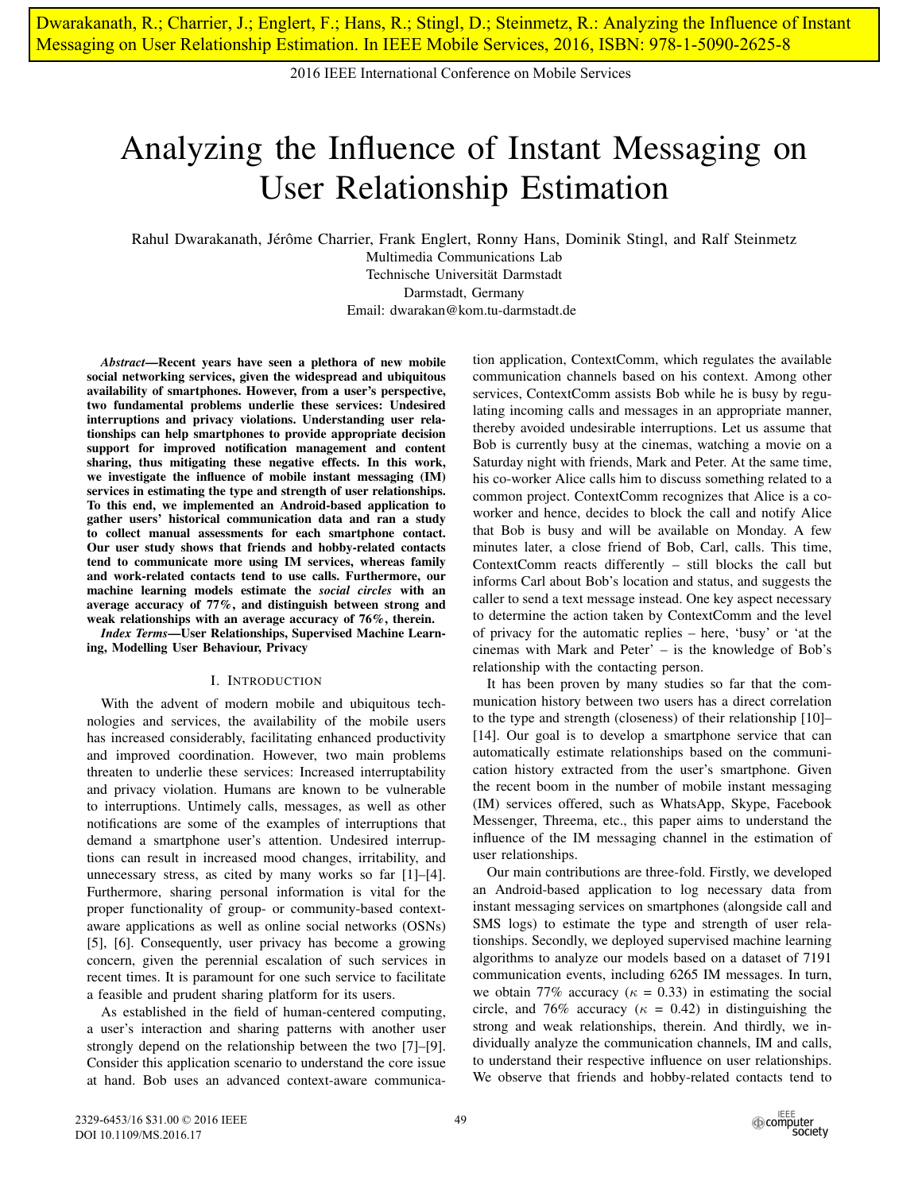Dwarakanath, R.; Charrier, J.; Englert, F.; Hans, R.; Stingl, D.; Steinmetz, R.: Analyzing the Influence of Instant Messaging on User Relationship Estimation. In IEEE Mobile Services, 2016, ISBN: 978-1-5090-2625-8

2016 IEEE International Conference on Mobile Services

# Analyzing the Influence of Instant Messaging on User Relationship Estimation

Rahul Dwarakanath, Jérôme Charrier, Frank Englert, Ronny Hans, Dominik Stingl, and Ralf Steinmetz
Multimedia Communications Lab
Technische Universität Darmstadt
Darmstadt, Germany
Email: dwarakan@kom.tu-darmstadt.de

***Abstract*—Recent years have seen a plethora of new mobile social networking services, given the widespread and ubiquitous availability of smartphones. However, from a user's perspective, two fundamental problems underlie these services: Undesired interruptions and privacy violations. Understanding user relationships can help smartphones to provide appropriate decision support for improved notification management and content sharing, thus mitigating these negative effects. In this work, we investigate the influence of mobile instant messaging (IM) services in estimating the type and strength of user relationships. To this end, we implemented an Android-based application to gather users' historical communication data and ran a study to collect manual assessments for each smartphone contact. Our user study shows that friends and hobby-related contacts tend to communicate more using IM services, whereas family and work-related contacts tend to use calls. Furthermore, our machine learning models estimate the *social circles* with an average accuracy of 77%, and distinguish between strong and weak relationships with an average accuracy of 76%, therein.**

***Index Terms*—User Relationships, Supervised Machine Learning, Modelling User Behaviour, Privacy**

## I. Introduction

With the advent of modern mobile and ubiquitous technologies and services, the availability of the mobile users has increased considerably, facilitating enhanced productivity and improved coordination. However, two main problems threaten to underlie these services: Increased interruptability and privacy violation. Humans are known to be vulnerable to interruptions. Untimely calls, messages, as well as other notifications are some of the examples of interruptions that demand a smartphone user's attention. Undesired interruptions can result in increased mood changes, irritability, and unnecessary stress, as cited by many works so far [1]–[4]. Furthermore, sharing personal information is vital for the proper functionality of group- or community-based context-aware applications as well as online social networks (OSNs) [5], [6]. Consequently, user privacy has become a growing concern, given the perennial escalation of such services in recent times. It is paramount for one such service to facilitate a feasible and prudent sharing platform for its users.

As established in the field of human-centered computing, a user's interaction and sharing patterns with another user strongly depend on the relationship between the two [7]–[9]. Consider this application scenario to understand the core issue at hand. Bob uses an advanced context-aware communication application, ContextComm, which regulates the available communication channels based on his context. Among other services, ContextComm assists Bob while he is busy by regulating incoming calls and messages in an appropriate manner, thereby avoided undesirable interruptions. Let us assume that Bob is currently busy at the cinemas, watching a movie on a Saturday night with friends, Mark and Peter. At the same time, his co-worker Alice calls him to discuss something related to a common project. ContextComm recognizes that Alice is a co-worker and hence, decides to block the call and notify Alice that Bob is busy and will be available on Monday. A few minutes later, a close friend of Bob, Carl, calls. This time, ContextComm reacts differently – still blocks the call but informs Carl about Bob's location and status, and suggests the caller to send a text message instead. One key aspect necessary to determine the action taken by ContextComm and the level of privacy for the automatic replies – here, 'busy' or 'at the cinemas with Mark and Peter' – is the knowledge of Bob's relationship with the contacting person.

It has been proven by many studies so far that the communication history between two users has a direct correlation to the type and strength (closeness) of their relationship [10]–[14]. Our goal is to develop a smartphone service that can automatically estimate relationships based on the communication history extracted from the user's smartphone. Given the recent boom in the number of mobile instant messaging (IM) services offered, such as WhatsApp, Skype, Facebook Messenger, Threema, etc., this paper aims to understand the influence of the IM messaging channel in the estimation of user relationships.

Our main contributions are three-fold. Firstly, we developed an Android-based application to log necessary data from instant messaging services on smartphones (alongside call and SMS logs) to estimate the type and strength of user relationships. Secondly, we deployed supervised machine learning algorithms to analyze our models based on a dataset of 7191 communication events, including 6265 IM messages. In turn, we obtain 77% accuracy ($\kappa$ = 0.33) in estimating the social circle, and 76% accuracy ($\kappa$ = 0.42) in distinguishing the strong and weak relationships, therein. And thirdly, we individually analyze the communication channels, IM and calls, to understand their respective influence on user relationships. We observe that friends and hobby-related contacts tend to

2329-6453/16 $31.00 © 2016 IEEE
DOI 10.1109/MS.2016.17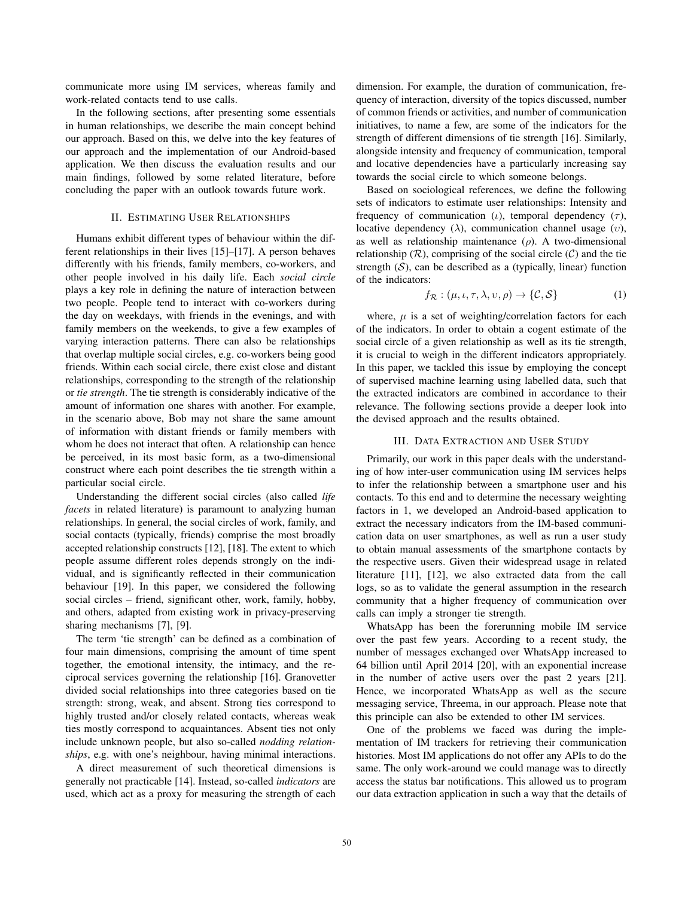communicate more using IM services, whereas family and work-related contacts tend to use calls.

In the following sections, after presenting some essentials in human relationships, we describe the main concept behind our approach. Based on this, we delve into the key features of our approach and the implementation of our Android-based application. We then discuss the evaluation results and our main findings, followed by some related literature, before concluding the paper with an outlook towards future work.

## II. Estimating User Relationships

Humans exhibit different types of behaviour within the different relationships in their lives [15]–[17]. A person behaves differently with his friends, family members, co-workers, and other people involved in his daily life. Each *social circle* plays a key role in defining the nature of interaction between two people. People tend to interact with co-workers during the day on weekdays, with friends in the evenings, and with family members on the weekends, to give a few examples of varying interaction patterns. There can also be relationships that overlap multiple social circles, e.g. co-workers being good friends. Within each social circle, there exist close and distant relationships, corresponding to the strength of the relationship or *tie strength*. The tie strength is considerably indicative of the amount of information one shares with another. For example, in the scenario above, Bob may not share the same amount of information with distant friends or family members with whom he does not interact that often. A relationship can hence be perceived, in its most basic form, as a two-dimensional construct where each point describes the tie strength within a particular social circle.

Understanding the different social circles (also called *life facets* in related literature) is paramount to analyzing human relationships. In general, the social circles of work, family, and social contacts (typically, friends) comprise the most broadly accepted relationship constructs [12], [18]. The extent to which people assume different roles depends strongly on the individual, and is significantly reflected in their communication behaviour [19]. In this paper, we considered the following social circles – friend, significant other, work, family, hobby, and others, adapted from existing work in privacy-preserving sharing mechanisms [7], [9].

The term 'tie strength' can be defined as a combination of four main dimensions, comprising the amount of time spent together, the emotional intensity, the intimacy, and the reciprocal services governing the relationship [16]. Granovetter divided social relationships into three categories based on tie strength: strong, weak, and absent. Strong ties correspond to highly trusted and/or closely related contacts, whereas weak ties mostly correspond to acquaintances. Absent ties not only include unknown people, but also so-called *nodding relationships*, e.g. with one's neighbour, having minimal interactions.

A direct measurement of such theoretical dimensions is generally not practicable [14]. Instead, so-called *indicators* are used, which act as a proxy for measuring the strength of each dimension. For example, the duration of communication, frequency of interaction, diversity of the topics discussed, number of common friends or activities, and number of communication initiatives, to name a few, are some of the indicators for the strength of different dimensions of tie strength [16]. Similarly, alongside intensity and frequency of communication, temporal and locative dependencies have a particularly increasing say towards the social circle to which someone belongs.

Based on sociological references, we define the following sets of indicators to estimate user relationships: Intensity and frequency of communication ($\iota$), temporal dependency ($\tau$), locative dependency ($\lambda$), communication channel usage ($\upsilon$), as well as relationship maintenance ($\rho$). A two-dimensional relationship ($\mathcal{R}$), comprising of the social circle ($\mathcal{C}$) and the tie strength ($\mathcal{S}$), can be described as a (typically, linear) function of the indicators:

$$f_{\mathcal{R}} : (\mu, \iota, \tau, \lambda, \upsilon, \rho) \rightarrow \{\mathcal{C}, \mathcal{S}\} \tag{1}$$

where, $\mu$ is a set of weighting/correlation factors for each of the indicators. In order to obtain a cogent estimate of the social circle of a given relationship as well as its tie strength, it is crucial to weigh in the different indicators appropriately. In this paper, we tackled this issue by employing the concept of supervised machine learning using labelled data, such that the extracted indicators are combined in accordance to their relevance. The following sections provide a deeper look into the devised approach and the results obtained.

## III. Data Extraction and User Study

Primarily, our work in this paper deals with the understanding of how inter-user communication using IM services helps to infer the relationship between a smartphone user and his contacts. To this end and to determine the necessary weighting factors in 1, we developed an Android-based application to extract the necessary indicators from the IM-based communication data on user smartphones, as well as run a user study to obtain manual assessments of the smartphone contacts by the respective users. Given their widespread usage in related literature [11], [12], we also extracted data from the call logs, so as to validate the general assumption in the research community that a higher frequency of communication over calls can imply a stronger tie strength.

WhatsApp has been the forerunning mobile IM service over the past few years. According to a recent study, the number of messages exchanged over WhatsApp increased to 64 billion until April 2014 [20], with an exponential increase in the number of active users over the past 2 years [21]. Hence, we incorporated WhatsApp as well as the secure messaging service, Threema, in our approach. Please note that this principle can also be extended to other IM services.

One of the problems we faced was during the implementation of IM trackers for retrieving their communication histories. Most IM applications do not offer any APIs to do the same. The only work-around we could manage was to directly access the status bar notifications. This allowed us to program our data extraction application in such a way that the details of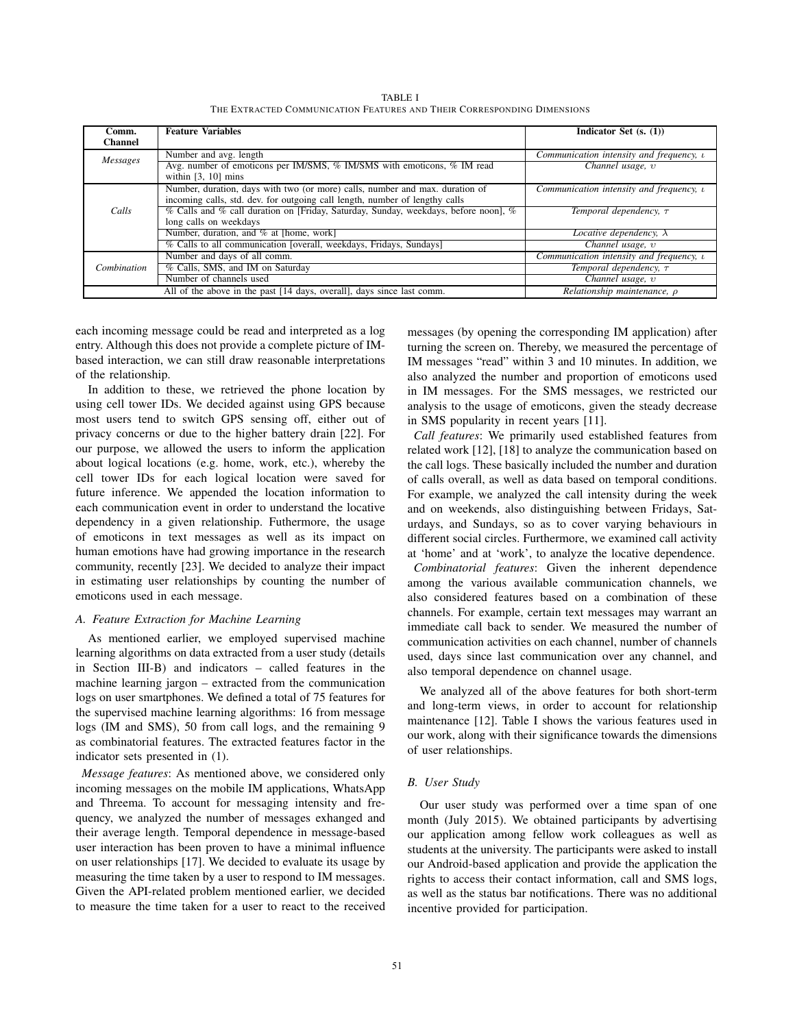TABLE I
THE EXTRACTED COMMUNICATION FEATURES AND THEIR CORRESPONDING DIMENSIONS

| Comm. Channel | Feature Variables | Indicator Set (s. (1)) |
|---|---|---|
| *Messages* | Number and avg. length | *Communication intensity and frequency, $\iota$* |
| | Avg. number of emoticons per IM/SMS, % IM/SMS with emoticons, % IM read within [3, 10] mins | *Channel usage, $\upsilon$* |
| *Calls* | Number, duration, days with two (or more) calls, number and max. duration of incoming calls, std. dev. for outgoing call length, number of lengthy calls | *Communication intensity and frequency, $\iota$* |
| | % Calls and % call duration on [Friday, Saturday, Sunday, weekdays, before noon], % long calls on weekdays | *Temporal dependency, $\tau$* |
| | Number, duration, and % at [home, work] | *Locative dependency, $\lambda$* |
| | % Calls to all communication [overall, weekdays, Fridays, Sundays] | *Channel usage, $\upsilon$* |
| *Combination* | Number and days of all comm. | *Communication intensity and frequency, $\iota$* |
| | % Calls, SMS, and IM on Saturday | *Temporal dependency, $\tau$* |
| | Number of channels used | *Channel usage, $\upsilon$* |
| All of the above in the past [14 days, overall], days since last comm. | | *Relationship maintenance, $\rho$* |

each incoming message could be read and interpreted as a log entry. Although this does not provide a complete picture of IM-based interaction, we can still draw reasonable interpretations of the relationship.

In addition to these, we retrieved the phone location by using cell tower IDs. We decided against using GPS because most users tend to switch GPS sensing off, either out of privacy concerns or due to the higher battery drain [22]. For our purpose, we allowed the users to inform the application about logical locations (e.g. home, work, etc.), whereby the cell tower IDs for each logical location were saved for future inference. We appended the location information to each communication event in order to understand the locative dependency in a given relationship. Futhermore, the usage of emoticons in text messages as well as its impact on human emotions have had growing importance in the research community, recently [23]. We decided to analyze their impact in estimating user relationships by counting the number of emoticons used in each message.

### A. Feature Extraction for Machine Learning

As mentioned earlier, we employed supervised machine learning algorithms on data extracted from a user study (details in Section III-B) and indicators – called features in the machine learning jargon – extracted from the communication logs on user smartphones. We defined a total of 75 features for the supervised machine learning algorithms: 16 from message logs (IM and SMS), 50 from call logs, and the remaining 9 as combinatorial features. The extracted features factor in the indicator sets presented in (1).

*Message features*: As mentioned above, we considered only incoming messages on the mobile IM applications, WhatsApp and Threema. To account for messaging intensity and frequency, we analyzed the number of messages exhanged and their average length. Temporal dependence in message-based user interaction has been proven to have a minimal influence on user relationships [17]. We decided to evaluate its usage by measuring the time taken by a user to respond to IM messages. Given the API-related problem mentioned earlier, we decided to measure the time taken for a user to react to the received messages (by opening the corresponding IM application) after turning the screen on. Thereby, we measured the percentage of IM messages "read" within 3 and 10 minutes. In addition, we also analyzed the number and proportion of emoticons used in IM messages. For the SMS messages, we restricted our analysis to the usage of emoticons, given the steady decrease in SMS popularity in recent years [11].

*Call features*: We primarily used established features from related work [12], [18] to analyze the communication based on the call logs. These basically included the number and duration of calls overall, as well as data based on temporal conditions. For example, we analyzed the call intensity during the week and on weekends, also distinguishing between Fridays, Saturdays, and Sundays, so as to cover varying behaviours in different social circles. Furthermore, we examined call activity at 'home' and at 'work', to analyze the locative dependence.

*Combinatorial features*: Given the inherent dependence among the various available communication channels, we also considered features based on a combination of these channels. For example, certain text messages may warrant an immediate call back to sender. We measured the number of communication activities on each channel, number of channels used, days since last communication over any channel, and also temporal dependence on channel usage.

We analyzed all of the above features for both short-term and long-term views, in order to account for relationship maintenance [12]. Table I shows the various features used in our work, along with their significance towards the dimensions of user relationships.

### B. User Study

Our user study was performed over a time span of one month (July 2015). We obtained participants by advertising our application among fellow work colleagues as well as students at the university. The participants were asked to install our Android-based application and provide the application the rights to access their contact information, call and SMS logs, as well as the status bar notifications. There was no additional incentive provided for participation.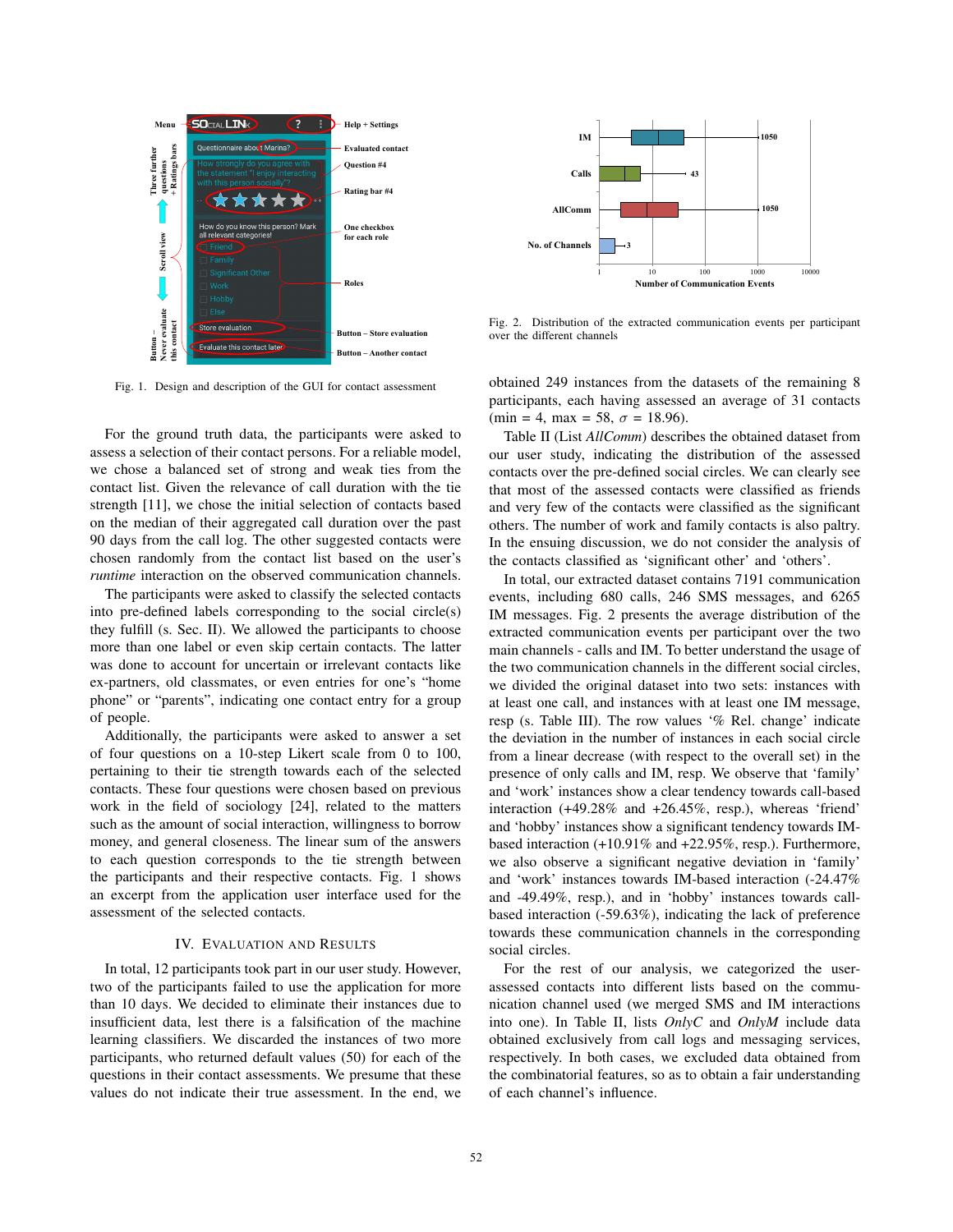Fig. 1. Design and description of the GUI for contact assessment

For the ground truth data, the participants were asked to assess a selection of their contact persons. For a reliable model, we chose a balanced set of strong and weak ties from the contact list. Given the relevance of call duration with the tie strength [11], we chose the initial selection of contacts based on the median of their aggregated call duration over the past 90 days from the call log. The other suggested contacts were chosen randomly from the contact list based on the user's *runtime* interaction on the observed communication channels.

The participants were asked to classify the selected contacts into pre-defined labels corresponding to the social circle(s) they fulfill (s. Sec. II). We allowed the participants to choose more than one label or even skip certain contacts. The latter was done to account for uncertain or irrelevant contacts like ex-partners, old classmates, or even entries for one's "home phone" or "parents", indicating one contact entry for a group of people.

Additionally, the participants were asked to answer a set of four questions on a 10-step Likert scale from 0 to 100, pertaining to their tie strength towards each of the selected contacts. These four questions were chosen based on previous work in the field of sociology [24], related to the matters such as the amount of social interaction, willingness to borrow money, and general closeness. The linear sum of the answers to each question corresponds to the tie strength between the participants and their respective contacts. Fig. 1 shows an excerpt from the application user interface used for the assessment of the selected contacts.

## IV. Evaluation and Results

In total, 12 participants took part in our user study. However, two of the participants failed to use the application for more than 10 days. We decided to eliminate their instances due to insufficient data, lest there is a falsification of the machine learning classifiers. We discarded the instances of two more participants, who returned default values (50) for each of the questions in their contact assessments. We presume that these values do not indicate their true assessment. In the end, we obtained 249 instances from the datasets of the remaining 8 participants, each having assessed an average of 31 contacts (min = 4, max = 58, $\sigma$ = 18.96).

Fig. 2. Distribution of the extracted communication events per participant over the different channels

Table II (List *AllComm*) describes the obtained dataset from our user study, indicating the distribution of the assessed contacts over the pre-defined social circles. We can clearly see that most of the assessed contacts were classified as friends and very few of the contacts were classified as the significant others. The number of work and family contacts is also paltry. In the ensuing discussion, we do not consider the analysis of the contacts classified as 'significant other' and 'others'.

In total, our extracted dataset contains 7191 communication events, including 680 calls, 246 SMS messages, and 6265 IM messages. Fig. 2 presents the average distribution of the extracted communication events per participant over the two main channels - calls and IM. To better understand the usage of the two communication channels in the different social circles, we divided the original dataset into two sets: instances with at least one call, and instances with at least one IM message, resp (s. Table III). The row values '% Rel. change' indicate the deviation in the number of instances in each social circle from a linear decrease (with respect to the overall set) in the presence of only calls and IM, resp. We observe that 'family' and 'work' instances show a clear tendency towards call-based interaction (+49.28% and +26.45%, resp.), whereas 'friend' and 'hobby' instances show a significant tendency towards IM-based interaction (+10.91% and +22.95%, resp.). Furthermore, we also observe a significant negative deviation in 'family' and 'work' instances towards IM-based interaction (-24.47% and -49.49%, resp.), and in 'hobby' instances towards call-based interaction (-59.63%), indicating the lack of preference towards these communication channels in the corresponding social circles.

For the rest of our analysis, we categorized the user-assessed contacts into different lists based on the communication channel used (we merged SMS and IM interactions into one). In Table II, lists *OnlyC* and *OnlyM* include data obtained exclusively from call logs and messaging services, respectively. In both cases, we excluded data obtained from the combinatorial features, so as to obtain a fair understanding of each channel's influence.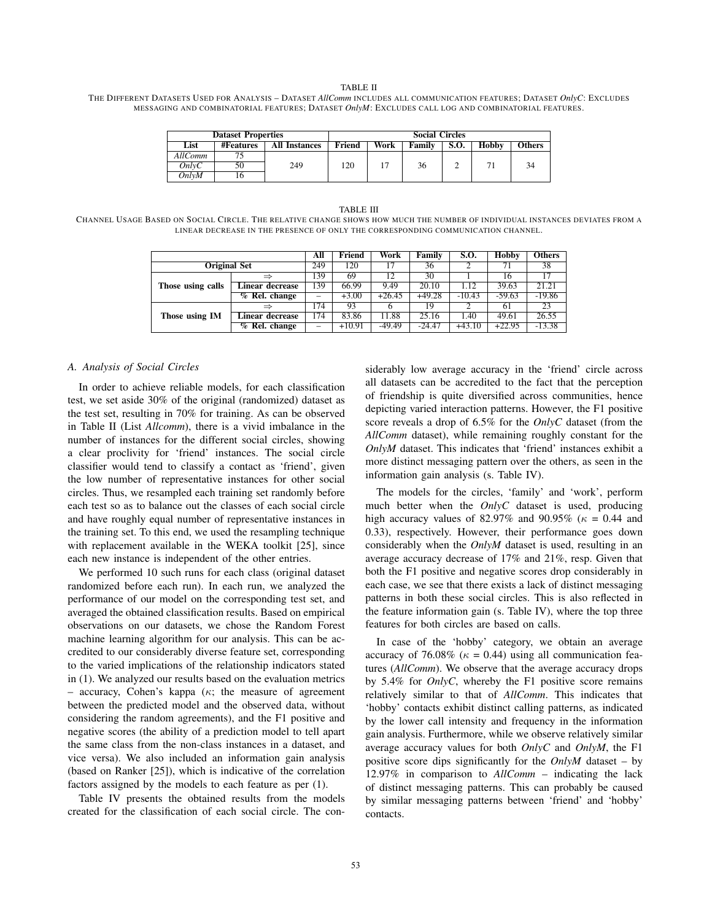TABLE II
THE DIFFERENT DATASETS USED FOR ANALYSIS – DATASET *AllComm* INCLUDES ALL COMMUNICATION FEATURES; DATASET *OnlyC*: EXCLUDES MESSAGING AND COMBINATORIAL FEATURES; DATASET *OnlyM*: EXCLUDES CALL LOG AND COMBINATORIAL FEATURES.

| Dataset Properties | | | Social Circles | | | | | |
|---|---|---|---|---|---|---|---|---|
| **List** | **#Features** | **All Instances** | **Friend** | **Work** | **Family** | **S.O.** | **Hobby** | **Others** |
| *AllComm* | 75 | 249 | 120 | 17 | 36 | 2 | 71 | 34 |
| *OnlyC* | 50 | | | | | | | |
| *OnlyM* | 16 | | | | | | | |

TABLE III
CHANNEL USAGE BASED ON SOCIAL CIRCLE. THE RELATIVE CHANGE SHOWS HOW MUCH THE NUMBER OF INDIVIDUAL INSTANCES DEVIATES FROM A LINEAR DECREASE IN THE PRESENCE OF ONLY THE CORRESPONDING COMMUNICATION CHANNEL.

| | | **All** | **Friend** | **Work** | **Family** | **S.O.** | **Hobby** | **Others** |
|---|---|---|---|---|---|---|---|---|
| **Original Set** | | 249 | 120 | 17 | 36 | 2 | 71 | 38 |
| **Those using calls** | $\Rightarrow$ | 139 | 69 | 12 | 30 | 1 | 16 | 17 |
| | **Linear decrease** | 139 | 66.99 | 9.49 | 20.10 | 1.12 | 39.63 | 21.21 |
| | **% Rel. change** | – | +3.00 | +26.45 | +49.28 | -10.43 | -59.63 | -19.86 |
| **Those using IM** | $\Rightarrow$ | 174 | 93 | 6 | 19 | 2 | 61 | 23 |
| | **Linear decrease** | 174 | 83.86 | 11.88 | 25.16 | 1.40 | 49.61 | 26.55 |
| | **% Rel. change** | – | +10.91 | -49.49 | -24.47 | +43.10 | +22.95 | -13.38 |

### A. Analysis of Social Circles

In order to achieve reliable models, for each classification test, we set aside 30% of the original (randomized) dataset as the test set, resulting in 70% for training. As can be observed in Table II (List *Allcomm*), there is a vivid imbalance in the number of instances for the different social circles, showing a clear proclivity for 'friend' instances. The social circle classifier would tend to classify a contact as 'friend', given the low number of representative instances for other social circles. Thus, we resampled each training set randomly before each test so as to balance out the classes of each social circle and have roughly equal number of representative instances in the training set. To this end, we used the resampling technique with replacement available in the WEKA toolkit [25], since each new instance is independent of the other entries.

We performed 10 such runs for each class (original dataset randomized before each run). In each run, we analyzed the performance of our model on the corresponding test set, and averaged the obtained classification results. Based on empirical observations on our datasets, we chose the Random Forest machine learning algorithm for our analysis. This can be accredited to our considerably diverse feature set, corresponding to the varied implications of the relationship indicators stated in (1). We analyzed our results based on the evaluation metrics – accuracy, Cohen's kappa ($\kappa$; the measure of agreement between the predicted model and the observed data, without considering the random agreements), and the F1 positive and negative scores (the ability of a prediction model to tell apart the same class from the non-class instances in a dataset, and vice versa). We also included an information gain analysis (based on Ranker [25]), which is indicative of the correlation factors assigned by the models to each feature as per (1).

Table IV presents the obtained results from the models created for the classification of each social circle. The considerably low average accuracy in the 'friend' circle across all datasets can be accredited to the fact that the perception of friendship is quite diversified across communities, hence depicting varied interaction patterns. However, the F1 positive score reveals a drop of 6.5% for the *OnlyC* dataset (from the *AllComm* dataset), while remaining roughly constant for the *OnlyM* dataset. This indicates that 'friend' instances exhibit a more distinct messaging pattern over the others, as seen in the information gain analysis (s. Table IV).

The models for the circles, 'family' and 'work', perform much better when the *OnlyC* dataset is used, producing high accuracy values of 82.97% and 90.95% ($\kappa$ = 0.44 and 0.33), respectively. However, their performance goes down considerably when the *OnlyM* dataset is used, resulting in an average accuracy decrease of 17% and 21%, resp. Given that both the F1 positive and negative scores drop considerably in each case, we see that there exists a lack of distinct messaging patterns in both these social circles. This is also reflected in the feature information gain (s. Table IV), where the top three features for both circles are based on calls.

In case of the 'hobby' category, we obtain an average accuracy of 76.08% ($\kappa$ = 0.44) using all communication features (*AllComm*). We observe that the average accuracy drops by 5.4% for *OnlyC*, whereby the F1 positive score remains relatively similar to that of *AllComm*. This indicates that 'hobby' contacts exhibit distinct calling patterns, as indicated by the lower call intensity and frequency in the information gain analysis. Furthermore, while we observe relatively similar average accuracy values for both *OnlyC* and *OnlyM*, the F1 positive score dips significantly for the *OnlyM* dataset – by 12.97% in comparison to *AllComm* – indicating the lack of distinct messaging patterns. This can probably be caused by similar messaging patterns between 'friend' and 'hobby' contacts.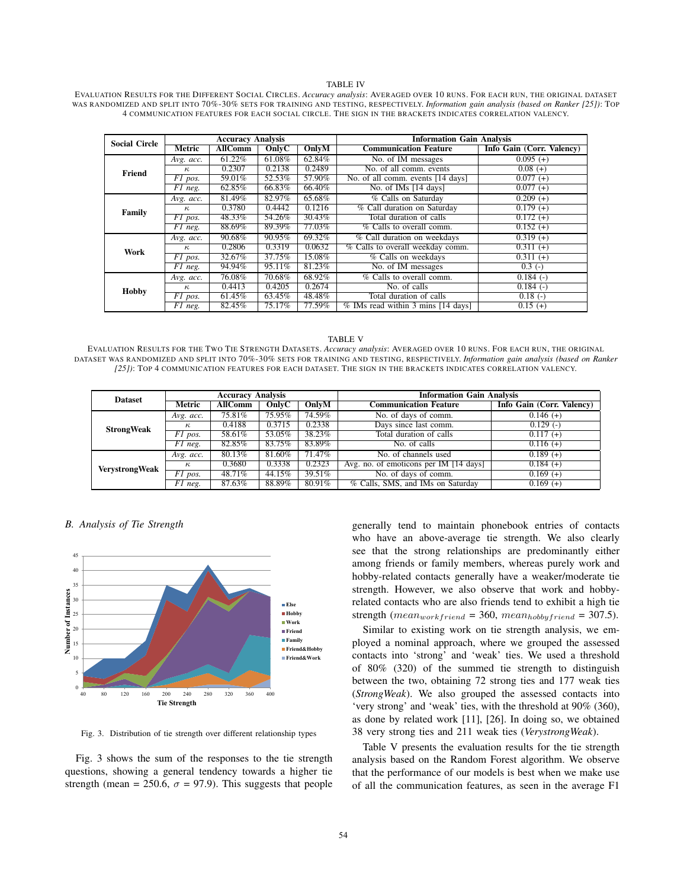TABLE IV

EVALUATION RESULTS FOR THE DIFFERENT SOCIAL CIRCLES. *Accuracy analysis*: AVERAGED OVER 10 RUNS. FOR EACH RUN, THE ORIGINAL DATASET WAS RANDOMIZED AND SPLIT INTO 70%-30% SETS FOR TRAINING AND TESTING, RESPECTIVELY. *Information gain analysis (based on Ranker [25])*: TOP 4 COMMUNICATION FEATURES FOR EACH SOCIAL CIRCLE. THE SIGN IN THE BRACKETS INDICATES CORRELATION VALENCY.

| Social Circle | Accuracy Analysis | | | | Information Gain Analysis | |
|---|---|---|---|---|---|---|
| | **Metric** | **AllComm** | **OnlyC** | **OnlyM** | **Communication Feature** | **Info Gain (Corr. Valency)** |
| **Friend** | *Avg. acc.* | 61.22% | 61.08% | 62.84% | No. of IM messages | 0.095 (+) |
| | $\kappa$ | 0.2307 | 0.2138 | 0.2489 | No. of all comm. events | 0.08 (+) |
| | *F1 pos.* | 59.01% | 52.53% | 57.90% | No. of all comm. events [14 days] | 0.077 (+) |
| | *F1 neg.* | 62.85% | 66.83% | 66.40% | No. of IMs [14 days] | 0.077 (+) |
| **Family** | *Avg. acc.* | 81.49% | 82.97% | 65.68% | % Calls on Saturday | 0.209 (+) |
| | $\kappa$ | 0.3780 | 0.4442 | 0.1216 | % Call duration on Saturday | 0.179 (+) |
| | *F1 pos.* | 48.33% | 54.26% | 30.43% | Total duration of calls | 0.172 (+) |
| | *F1 neg.* | 88.69% | 89.39% | 77.03% | % Calls to overall comm. | 0.152 (+) |
| **Work** | *Avg. acc.* | 90.68% | 90.95% | 69.32% | % Call duration on weekdays | 0.319 (+) |
| | $\kappa$ | 0.2806 | 0.3319 | 0.0632 | % Calls to overall weekday comm. | 0.311 (+) |
| | *F1 pos.* | 32.67% | 37.75% | 15.08% | % Calls on weekdays | 0.311 (+) |
| | *F1 neg.* | 94.94% | 95.11% | 81.23% | No. of IM messages | 0.3 (-) |
| **Hobby** | *Avg. acc.* | 76.08% | 70.68% | 68.92% | % Calls to overall comm. | 0.184 (-) |
| | $\kappa$ | 0.4413 | 0.4205 | 0.2674 | No. of calls | 0.184 (-) |
| | *F1 pos.* | 61.45% | 63.45% | 48.48% | Total duration of calls | 0.18 (-) |
| | *F1 neg.* | 82.45% | 75.17% | 77.59% | % IMs read within 3 mins [14 days] | 0.15 (+) |

TABLE V

EVALUATION RESULTS FOR THE TWO TIE STRENGTH DATASETS. *Accuracy analysis*: AVERAGED OVER 10 RUNS. FOR EACH RUN, THE ORIGINAL DATASET WAS RANDOMIZED AND SPLIT INTO 70%-30% SETS FOR TRAINING AND TESTING, RESPECTIVELY. *Information gain analysis (based on Ranker [25])*: TOP 4 COMMUNICATION FEATURES FOR EACH DATASET. THE SIGN IN THE BRACKETS INDICATES CORRELATION VALENCY.

| Dataset | Accuracy Analysis | | | | Information Gain Analysis | |
|---|---|---|---|---|---|---|
| | **Metric** | **AllComm** | **OnlyC** | **OnlyM** | **Communication Feature** | **Info Gain (Corr. Valency)** |
| **StrongWeak** | *Avg. acc.* | 75.81% | 75.95% | 74.59% | No. of days of comm. | 0.146 (+) |
| | $\kappa$ | 0.4188 | 0.3715 | 0.2338 | Days since last comm. | 0.129 (-) |
| | *F1 pos.* | 58.61% | 53.05% | 38.23% | Total duration of calls | 0.117 (+) |
| | *F1 neg.* | 82.85% | 83.75% | 83.89% | No. of calls | 0.116 (+) |
| **VerystrongWeak** | *Avg. acc.* | 80.13% | 81.60% | 71.47% | No. of channels used | 0.189 (+) |
| | $\kappa$ | 0.3680 | 0.3338 | 0.2323 | Avg. no. of emoticons per IM [14 days] | 0.184 (+) |
| | *F1 pos.* | 48.71% | 44.15% | 39.51% | No. of days of comm. | 0.169 (+) |
| | *F1 neg.* | 87.63% | 88.89% | 80.91% | % Calls, SMS, and IMs on Saturday | 0.169 (+) |

### B. Analysis of Tie Strength

Fig. 3. Distribution of tie strength over different relationship types

Fig. 3 shows the sum of the responses to the tie strength questions, showing a general tendency towards a higher tie strength (mean = 250.6, $\sigma$ = 97.9). This suggests that people generally tend to maintain phonebook entries of contacts who have an above-average tie strength. We also clearly see that the strong relationships are predominantly either among friends or family members, whereas purely work and hobby-related contacts generally have a weaker/moderate tie strength. However, we also observe that work and hobby-related contacts who are also friends tend to exhibit a high tie strength ($mean_{workfriend}$ = 360, $mean_{hobbyfriend}$ = 307.5).

Similar to existing work on tie strength analysis, we employed a nominal approach, where we grouped the assessed contacts into 'strong' and 'weak' ties. We used a threshold of 80% (320) of the summed tie strength to distinguish between the two, obtaining 72 strong ties and 177 weak ties (*StrongWeak*). We also grouped the assessed contacts into 'very strong' and 'weak' ties, with the threshold at 90% (360), as done by related work [11], [26]. In doing so, we obtained 38 very strong ties and 211 weak ties (*VerystrongWeak*).

Table V presents the evaluation results for the tie strength analysis based on the Random Forest algorithm. We observe that the performance of our models is best when we make use of all the communication features, as seen in the average F1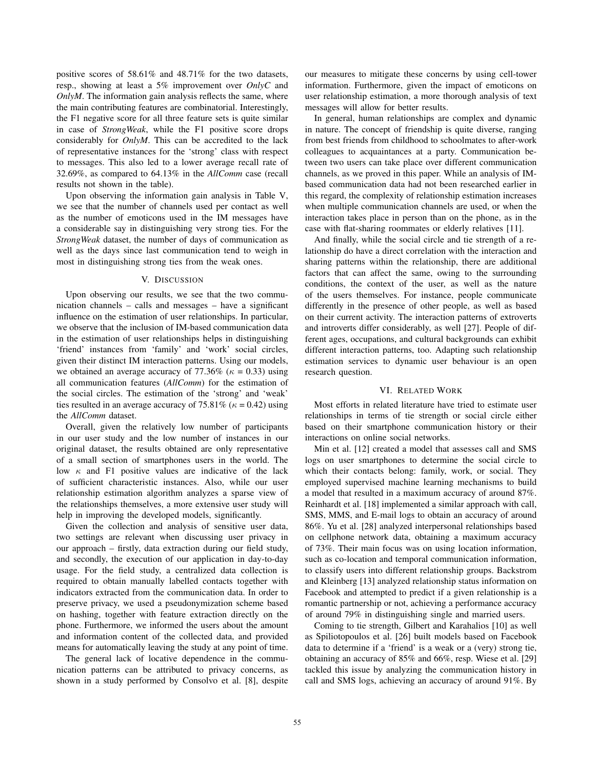positive scores of 58.61% and 48.71% for the two datasets, resp., showing at least a 5% improvement over *OnlyC* and *OnlyM*. The information gain analysis reflects the same, where the main contributing features are combinatorial. Interestingly, the F1 negative score for all three feature sets is quite similar in case of *StrongWeak*, while the F1 positive score drops considerably for *OnlyM*. This can be accredited to the lack of representative instances for the 'strong' class with respect to messages. This also led to a lower average recall rate of 32.69%, as compared to 64.13% in the *AllComm* case (recall results not shown in the table).

Upon observing the information gain analysis in Table V, we see that the number of channels used per contact as well as the number of emoticons used in the IM messages have a considerable say in distinguishing very strong ties. For the *StrongWeak* dataset, the number of days of communication as well as the days since last communication tend to weigh in most in distinguishing strong ties from the weak ones.

## V. Discussion

Upon observing our results, we see that the two communication channels – calls and messages – have a significant influence on the estimation of user relationships. In particular, we observe that the inclusion of IM-based communication data in the estimation of user relationships helps in distinguishing 'friend' instances from 'family' and 'work' social circles, given their distinct IM interaction patterns. Using our models, we obtained an average accuracy of 77.36% ($\kappa$ = 0.33) using all communication features (*AllComm*) for the estimation of the social circles. The estimation of the 'strong' and 'weak' ties resulted in an average accuracy of 75.81% ($\kappa$ = 0.42) using the *AllComm* dataset.

Overall, given the relatively low number of participants in our user study and the low number of instances in our original dataset, the results obtained are only representative of a small section of smartphones users in the world. The low $\kappa$ and F1 positive values are indicative of the lack of sufficient characteristic instances. Also, while our user relationship estimation algorithm analyzes a sparse view of the relationships themselves, a more extensive user study will help in improving the developed models, significantly.

Given the collection and analysis of sensitive user data, two settings are relevant when discussing user privacy in our approach – firstly, data extraction during our field study, and secondly, the execution of our application in day-to-day usage. For the field study, a centralized data collection is required to obtain manually labelled contacts together with indicators extracted from the communication data. In order to preserve privacy, we used a pseudonymization scheme based on hashing, together with feature extraction directly on the phone. Furthermore, we informed the users about the amount and information content of the collected data, and provided means for automatically leaving the study at any point of time.

The general lack of locative dependence in the communication patterns can be attributed to privacy concerns, as shown in a study performed by Consolvo et al. [8], despite our measures to mitigate these concerns by using cell-tower information. Furthermore, given the impact of emoticons on user relationship estimation, a more thorough analysis of text messages will allow for better results.

In general, human relationships are complex and dynamic in nature. The concept of friendship is quite diverse, ranging from best friends from childhood to schoolmates to after-work colleagues to acquaintances at a party. Communication between two users can take place over different communication channels, as we proved in this paper. While an analysis of IM-based communication data had not been researched earlier in this regard, the complexity of relationship estimation increases when multiple communication channels are used, or when the interaction takes place in person than on the phone, as in the case with flat-sharing roommates or elderly relatives [11].

And finally, while the social circle and tie strength of a relationship do have a direct correlation with the interaction and sharing patterns within the relationship, there are additional factors that can affect the same, owing to the surrounding conditions, the context of the user, as well as the nature of the users themselves. For instance, people communicate differently in the presence of other people, as well as based on their current activity. The interaction patterns of extroverts and introverts differ considerably, as well [27]. People of different ages, occupations, and cultural backgrounds can exhibit different interaction patterns, too. Adapting such relationship estimation services to dynamic user behaviour is an open research question.

## VI. Related Work

Most efforts in related literature have tried to estimate user relationships in terms of tie strength or social circle either based on their smartphone communication history or their interactions on online social networks.

Min et al. [12] created a model that assesses call and SMS logs on user smartphones to determine the social circle to which their contacts belong: family, work, or social. They employed supervised machine learning mechanisms to build a model that resulted in a maximum accuracy of around 87%. Reinhardt et al. [18] implemented a similar approach with call, SMS, MMS, and E-mail logs to obtain an accuracy of around 86%. Yu et al. [28] analyzed interpersonal relationships based on cellphone network data, obtaining a maximum accuracy of 73%. Their main focus was on using location information, such as co-location and temporal communication information, to classify users into different relationship groups. Backstrom and Kleinberg [13] analyzed relationship status information on Facebook and attempted to predict if a given relationship is a romantic partnership or not, achieving a performance accuracy of around 79% in distinguishing single and married users.

Coming to tie strength, Gilbert and Karahalios [10] as well as Spiliotopoulos et al. [26] built models based on Facebook data to determine if a 'friend' is a weak or a (very) strong tie, obtaining an accuracy of 85% and 66%, resp. Wiese et al. [29] tackled this issue by analyzing the communication history in call and SMS logs, achieving an accuracy of around 91%. By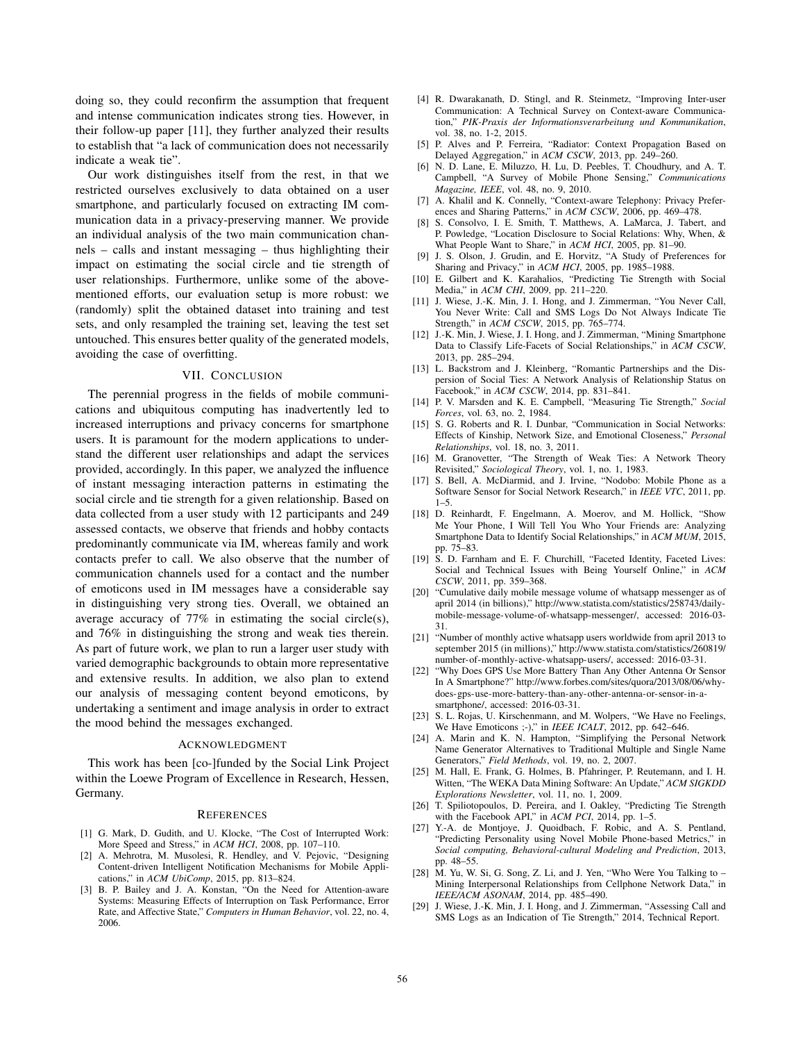doing so, they could reconfirm the assumption that frequent and intense communication indicates strong ties. However, in their follow-up paper [11], they further analyzed their results to establish that "a lack of communication does not necessarily indicate a weak tie".

Our work distinguishes itself from the rest, in that we restricted ourselves exclusively to data obtained on a user smartphone, and particularly focused on extracting IM communication data in a privacy-preserving manner. We provide an individual analysis of the two main communication channels – calls and instant messaging – thus highlighting their impact on estimating the social circle and tie strength of user relationships. Furthermore, unlike some of the above-mentioned efforts, our evaluation setup is more robust: we (randomly) split the obtained dataset into training and test sets, and only resampled the training set, leaving the test set untouched. This ensures better quality of the generated models, avoiding the case of overfitting.

## VII. Conclusion

The perennial progress in the fields of mobile communications and ubiquitous computing has inadvertently led to increased interruptions and privacy concerns for smartphone users. It is paramount for the modern applications to understand the different user relationships and adapt the services provided, accordingly. In this paper, we analyzed the influence of instant messaging interaction patterns in estimating the social circle and tie strength for a given relationship. Based on data collected from a user study with 12 participants and 249 assessed contacts, we observe that friends and hobby contacts predominantly communicate via IM, whereas family and work contacts prefer to call. We also observe that the number of communication channels used for a contact and the number of emoticons used in IM messages have a considerable say in distinguishing very strong ties. Overall, we obtained an average accuracy of 77% in estimating the social circle(s), and 76% in distinguishing the strong and weak ties therein. As part of future work, we plan to run a larger user study with varied demographic backgrounds to obtain more representative and extensive results. In addition, we also plan to extend our analysis of messaging content beyond emoticons, by undertaking a sentiment and image analysis in order to extract the mood behind the messages exchanged.

## Acknowledgment

This work has been [co-]funded by the Social Link Project within the Loewe Program of Excellence in Research, Hessen, Germany.

## References

[1] G. Mark, D. Gudith, and U. Klocke, "The Cost of Interrupted Work: More Speed and Stress," in *ACM HCI*, 2008, pp. 107–110.

[2] A. Mehrotra, M. Musolesi, R. Hendley, and V. Pejovic, "Designing Content-driven Intelligent Notification Mechanisms for Mobile Applications," in *ACM UbiComp*, 2015, pp. 813–824.

[3] B. P. Bailey and J. A. Konstan, "On the Need for Attention-aware Systems: Measuring Effects of Interruption on Task Performance, Error Rate, and Affective State," *Computers in Human Behavior*, vol. 22, no. 4, 2006.

[4] R. Dwarakanath, D. Stingl, and R. Steinmetz, "Improving Inter-user Communication: A Technical Survey on Context-aware Communication," *PIK-Praxis der Informationsverarbeitung und Kommunikation*, vol. 38, no. 1-2, 2015.

[5] P. Alves and P. Ferreira, "Radiator: Context Propagation Based on Delayed Aggregation," in *ACM CSCW*, 2013, pp. 249–260.

[6] N. D. Lane, E. Miluzzo, H. Lu, D. Peebles, T. Choudhury, and A. T. Campbell, "A Survey of Mobile Phone Sensing," *Communications Magazine, IEEE*, vol. 48, no. 9, 2010.

[7] A. Khalil and K. Connelly, "Context-aware Telephony: Privacy Preferences and Sharing Patterns," in *ACM CSCW*, 2006, pp. 469–478.

[8] S. Consolvo, I. E. Smith, T. Matthews, A. LaMarca, J. Tabert, and P. Powledge, "Location Disclosure to Social Relations: Why, When, & What People Want to Share," in *ACM HCI*, 2005, pp. 81–90.

[9] J. S. Olson, J. Grudin, and E. Horvitz, "A Study of Preferences for Sharing and Privacy," in *ACM HCI*, 2005, pp. 1985–1988.

[10] E. Gilbert and K. Karahalios, "Predicting Tie Strength with Social Media," in *ACM CHI*, 2009, pp. 211–220.

[11] J. Wiese, J.-K. Min, J. I. Hong, and J. Zimmerman, "You Never Call, You Never Write: Call and SMS Logs Do Not Always Indicate Tie Strength," in *ACM CSCW*, 2015, pp. 765–774.

[12] J.-K. Min, J. Wiese, J. I. Hong, and J. Zimmerman, "Mining Smartphone Data to Classify Life-Facets of Social Relationships," in *ACM CSCW*, 2013, pp. 285–294.

[13] L. Backstrom and J. Kleinberg, "Romantic Partnerships and the Dispersion of Social Ties: A Network Analysis of Relationship Status on Facebook," in *ACM CSCW*, 2014, pp. 831–841.

[14] P. V. Marsden and K. E. Campbell, "Measuring Tie Strength," *Social Forces*, vol. 63, no. 2, 1984.

[15] S. G. Roberts and R. I. Dunbar, "Communication in Social Networks: Effects of Kinship, Network Size, and Emotional Closeness," *Personal Relationships*, vol. 18, no. 3, 2011.

[16] M. Granovetter, "The Strength of Weak Ties: A Network Theory Revisited," *Sociological Theory*, vol. 1, no. 1, 1983.

[17] S. Bell, A. McDiarmid, and J. Irvine, "Nodobo: Mobile Phone as a Software Sensor for Social Network Research," in *IEEE VTC*, 2011, pp. 1–5.

[18] D. Reinhardt, F. Engelmann, A. Moerov, and M. Hollick, "Show Me Your Phone, I Will Tell You Who Your Friends are: Analyzing Smartphone Data to Identify Social Relationships," in *ACM MUM*, 2015, pp. 75–83.

[19] S. D. Farnham and E. F. Churchill, "Faceted Identity, Faceted Lives: Social and Technical Issues with Being Yourself Online," in *ACM CSCW*, 2011, pp. 359–368.

[20] "Cumulative daily mobile message volume of whatsapp messenger as of april 2014 (in billions)," http://www.statista.com/statistics/258743/daily-mobile-message-volume-of-whatsapp-messenger/, accessed: 2016-03-31.

[21] "Number of monthly active whatsapp users worldwide from april 2013 to september 2015 (in millions)," http://www.statista.com/statistics/260819/number-of-monthly-active-whatsapp-users/, accessed: 2016-03-31.

[22] "Why Does GPS Use More Battery Than Any Other Antenna Or Sensor In A Smartphone?" http://www.forbes.com/sites/quora/2013/08/06/why-does-gps-use-more-battery-than-any-other-antenna-or-sensor-in-a-smartphone/, accessed: 2016-03-31.

[23] S. L. Rojas, U. Kirschenmann, and M. Wolpers, "We Have no Feelings, We Have Emoticons ;-)," in *IEEE ICALT*, 2012, pp. 642–646.

[24] A. Marin and K. N. Hampton, "Simplifying the Personal Network Name Generator Alternatives to Traditional Multiple and Single Name Generators," *Field Methods*, vol. 19, no. 2, 2007.

[25] M. Hall, E. Frank, G. Holmes, B. Pfahringer, P. Reutemann, and I. H. Witten, "The WEKA Data Mining Software: An Update," *ACM SIGKDD Explorations Newsletter*, vol. 11, no. 1, 2009.

[26] T. Spiliotopoulos, D. Pereira, and I. Oakley, "Predicting Tie Strength with the Facebook API," in *ACM PCI*, 2014, pp. 1–5.

[27] Y.-A. de Montjoye, J. Quoidbach, F. Robic, and A. S. Pentland, "Predicting Personality using Novel Mobile Phone-based Metrics," in *Social computing, Behavioral-cultural Modeling and Prediction*, 2013, pp. 48–55.

[28] M. Yu, W. Si, G. Song, Z. Li, and J. Yen, "Who Were You Talking to – Mining Interpersonal Relationships from Cellphone Network Data," in *IEEE/ACM ASONAM*, 2014, pp. 485–490.

[29] J. Wiese, J.-K. Min, J. I. Hong, and J. Zimmerman, "Assessing Call and SMS Logs as an Indication of Tie Strength," 2014, Technical Report.